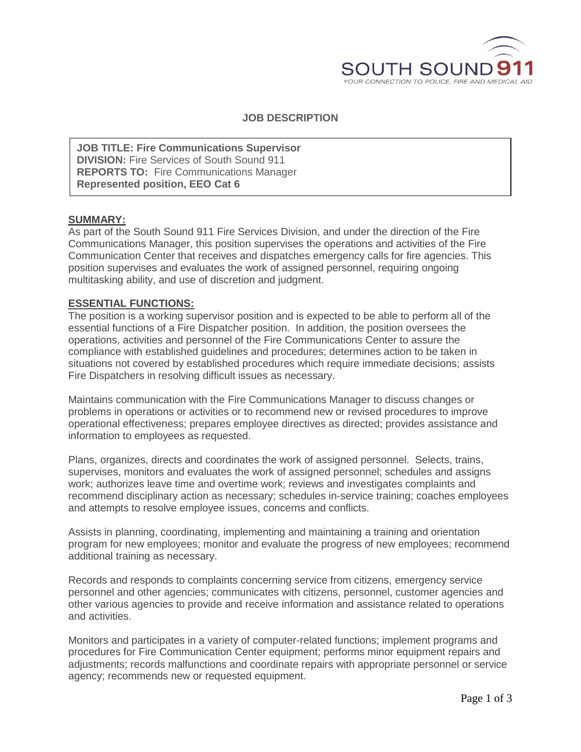SOUTH SOUND 911

YOUR CONNECTION TO POLICE, FIRE AND MEDICAL AID

# JOB DESCRIPTION

**JOB TITLE: Fire Communications Supervisor**
**DIVISION:** Fire Services of South Sound 911
**REPORTS TO:** Fire Communications Manager
**Represented position, EEO Cat 6**

## SUMMARY:

As part of the South Sound 911 Fire Services Division, and under the direction of the Fire Communications Manager, this position supervises the operations and activities of the Fire Communication Center that receives and dispatches emergency calls for fire agencies. This position supervises and evaluates the work of assigned personnel, requiring ongoing multitasking ability, and use of discretion and judgment.

## ESSENTIAL FUNCTIONS:

The position is a working supervisor position and is expected to be able to perform all of the essential functions of a Fire Dispatcher position. In addition, the position oversees the operations, activities and personnel of the Fire Communications Center to assure the compliance with established guidelines and procedures; determines action to be taken in situations not covered by established procedures which require immediate decisions; assists Fire Dispatchers in resolving difficult issues as necessary.

Maintains communication with the Fire Communications Manager to discuss changes or problems in operations or activities or to recommend new or revised procedures to improve operational effectiveness; prepares employee directives as directed; provides assistance and information to employees as requested.

Plans, organizes, directs and coordinates the work of assigned personnel. Selects, trains, supervises, monitors and evaluates the work of assigned personnel; schedules and assigns work; authorizes leave time and overtime work; reviews and investigates complaints and recommend disciplinary action as necessary; schedules in-service training; coaches employees and attempts to resolve employee issues, concerns and conflicts.

Assists in planning, coordinating, implementing and maintaining a training and orientation program for new employees; monitor and evaluate the progress of new employees; recommend additional training as necessary.

Records and responds to complaints concerning service from citizens, emergency service personnel and other agencies; communicates with citizens, personnel, customer agencies and other various agencies to provide and receive information and assistance related to operations and activities.

Monitors and participates in a variety of computer-related functions; implement programs and procedures for Fire Communication Center equipment; performs minor equipment repairs and adjustments; records malfunctions and coordinate repairs with appropriate personnel or service agency; recommends new or requested equipment.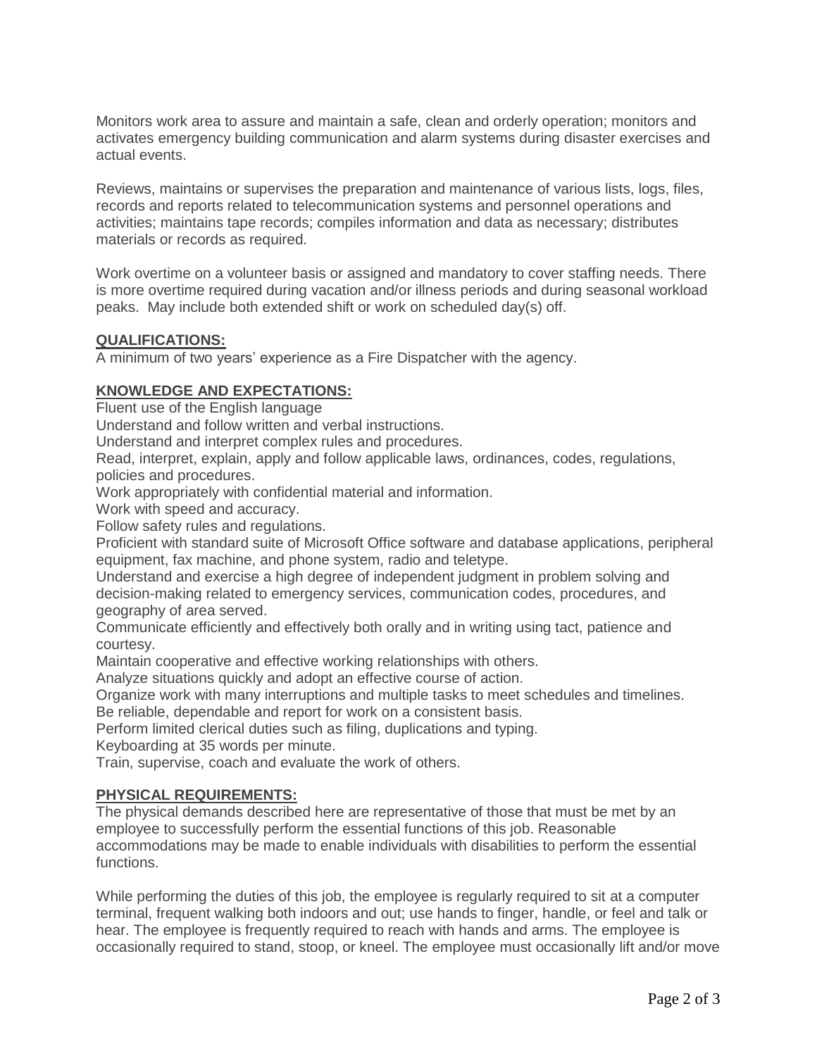Monitors work area to assure and maintain a safe, clean and orderly operation; monitors and activates emergency building communication and alarm systems during disaster exercises and actual events.

Reviews, maintains or supervises the preparation and maintenance of various lists, logs, files, records and reports related to telecommunication systems and personnel operations and activities; maintains tape records; compiles information and data as necessary; distributes materials or records as required.

Work overtime on a volunteer basis or assigned and mandatory to cover staffing needs. There is more overtime required during vacation and/or illness periods and during seasonal workload peaks. May include both extended shift or work on scheduled day(s) off.

## QUALIFICATIONS:

A minimum of two years' experience as a Fire Dispatcher with the agency.

## KNOWLEDGE AND EXPECTATIONS:

Fluent use of the English language
Understand and follow written and verbal instructions.
Understand and interpret complex rules and procedures.
Read, interpret, explain, apply and follow applicable laws, ordinances, codes, regulations, policies and procedures.
Work appropriately with confidential material and information.
Work with speed and accuracy.
Follow safety rules and regulations.
Proficient with standard suite of Microsoft Office software and database applications, peripheral equipment, fax machine, and phone system, radio and teletype.
Understand and exercise a high degree of independent judgment in problem solving and decision-making related to emergency services, communication codes, procedures, and geography of area served.
Communicate efficiently and effectively both orally and in writing using tact, patience and courtesy.
Maintain cooperative and effective working relationships with others.
Analyze situations quickly and adopt an effective course of action.
Organize work with many interruptions and multiple tasks to meet schedules and timelines.
Be reliable, dependable and report for work on a consistent basis.
Perform limited clerical duties such as filing, duplications and typing.
Keyboarding at 35 words per minute.
Train, supervise, coach and evaluate the work of others.

## PHYSICAL REQUIREMENTS:

The physical demands described here are representative of those that must be met by an employee to successfully perform the essential functions of this job. Reasonable accommodations may be made to enable individuals with disabilities to perform the essential functions.

While performing the duties of this job, the employee is regularly required to sit at a computer terminal, frequent walking both indoors and out; use hands to finger, handle, or feel and talk or hear. The employee is frequently required to reach with hands and arms. The employee is occasionally required to stand, stoop, or kneel. The employee must occasionally lift and/or move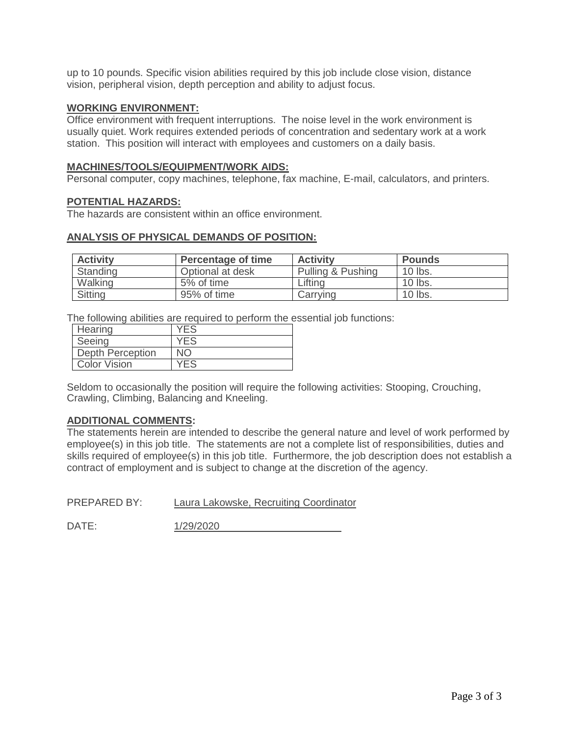up to 10 pounds. Specific vision abilities required by this job include close vision, distance vision, peripheral vision, depth perception and ability to adjust focus.

**WORKING ENVIRONMENT:**

Office environment with frequent interruptions. The noise level in the work environment is usually quiet. Work requires extended periods of concentration and sedentary work at a work station. This position will interact with employees and customers on a daily basis.

**MACHINES/TOOLS/EQUIPMENT/WORK AIDS:**

Personal computer, copy machines, telephone, fax machine, E-mail, calculators, and printers.

**POTENTIAL HAZARDS:**

The hazards are consistent within an office environment.

**ANALYSIS OF PHYSICAL DEMANDS OF POSITION:**

| Activity | Percentage of time | Activity | Pounds |
| --- | --- | --- | --- |
| Standing | Optional at desk | Pulling & Pushing | 10 lbs. |
| Walking | 5% of time | Lifting | 10 lbs. |
| Sitting | 95% of time | Carrying | 10 lbs. |

The following abilities are required to perform the essential job functions:

| | |
| --- | --- |
| Hearing | YES |
| Seeing | YES |
| Depth Perception | NO |
| Color Vision | YES |

Seldom to occasionally the position will require the following activities: Stooping, Crouching, Crawling, Climbing, Balancing and Kneeling.

**ADDITIONAL COMMENTS:**

The statements herein are intended to describe the general nature and level of work performed by employee(s) in this job title. The statements are not a complete list of responsibilities, duties and skills required of employee(s) in this job title. Furthermore, the job description does not establish a contract of employment and is subject to change at the discretion of the agency.

PREPARED BY: Laura Lakowske, Recruiting Coordinator

DATE: 1/29/2020